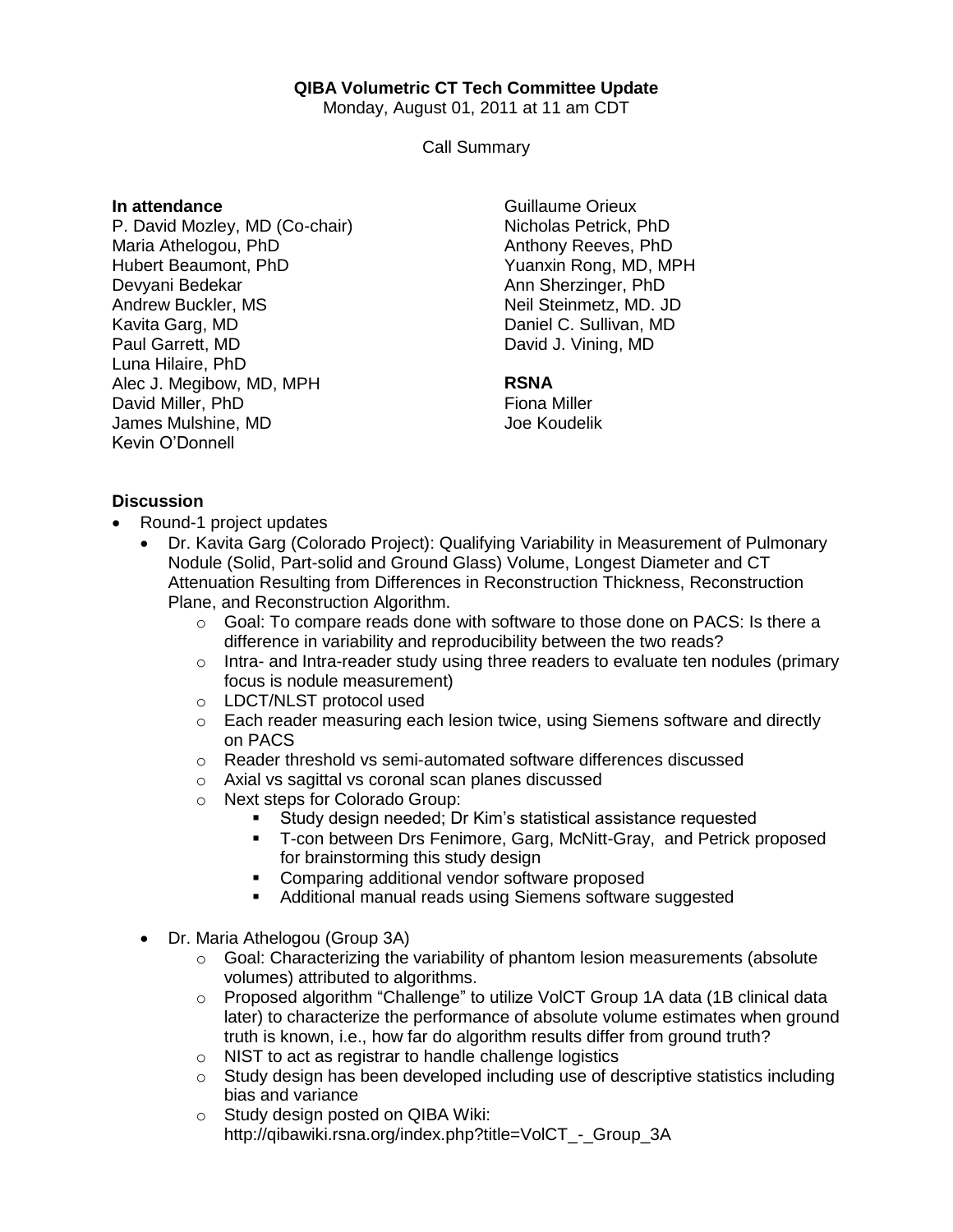**QIBA Volumetric CT Tech Committee Update**

Monday, August 01, 2011 at 11 am CDT

Call Summary

**In attendance**

P. David Mozley, MD (Co-chair)
Maria Athelogou, PhD
Hubert Beaumont, PhD
Devyani Bedekar
Andrew Buckler, MS
Kavita Garg, MD
Paul Garrett, MD
Luna Hilaire, PhD
Alec J. Megibow, MD, MPH
David Miller, PhD
James Mulshine, MD
Kevin O'Donnell
Guillaume Orieux
Nicholas Petrick, PhD
Anthony Reeves, PhD
Yuanxin Rong, MD, MPH
Ann Sherzinger, PhD
Neil Steinmetz, MD. JD
Daniel C. Sullivan, MD
David J. Vining, MD

**RSNA**

Fiona Miller
Joe Koudelik

**Discussion**

- Round-1 project updates
  - Dr. Kavita Garg (Colorado Project): Qualifying Variability in Measurement of Pulmonary Nodule (Solid, Part-solid and Ground Glass) Volume, Longest Diameter and CT Attenuation Resulting from Differences in Reconstruction Thickness, Reconstruction Plane, and Reconstruction Algorithm.
    - Goal: To compare reads done with software to those done on PACS: Is there a difference in variability and reproducibility between the two reads?
    - Intra- and Intra-reader study using three readers to evaluate ten nodules (primary focus is nodule measurement)
    - LDCT/NLST protocol used
    - Each reader measuring each lesion twice, using Siemens software and directly on PACS
    - Reader threshold vs semi-automated software differences discussed
    - Axial vs sagittal vs coronal scan planes discussed
    - Next steps for Colorado Group:
      - Study design needed; Dr Kim's statistical assistance requested
      - T-con between Drs Fenimore, Garg, McNitt-Gray, and Petrick proposed for brainstorming this study design
      - Comparing additional vendor software proposed
      - Additional manual reads using Siemens software suggested
  - Dr. Maria Athelogou (Group 3A)
    - Goal: Characterizing the variability of phantom lesion measurements (absolute volumes) attributed to algorithms.
    - Proposed algorithm "Challenge" to utilize VolCT Group 1A data (1B clinical data later) to characterize the performance of absolute volume estimates when ground truth is known, i.e., how far do algorithm results differ from ground truth?
    - NIST to act as registrar to handle challenge logistics
    - Study design has been developed including use of descriptive statistics including bias and variance
    - Study design posted on QIBA Wiki: http://qibawiki.rsna.org/index.php?title=VolCT_-_Group_3A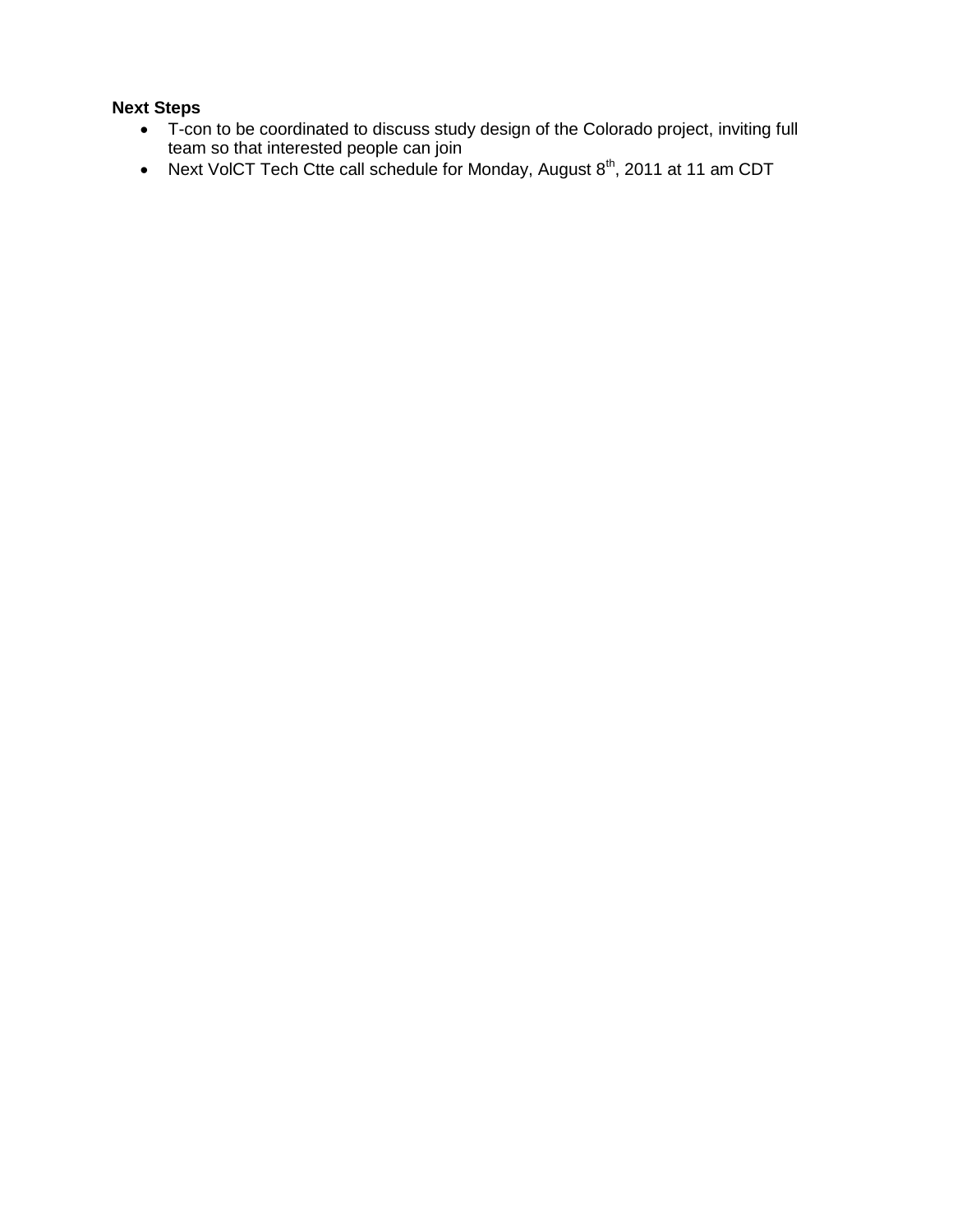**Next Steps**

- T-con to be coordinated to discuss study design of the Colorado project, inviting full team so that interested people can join
- Next VolCT Tech Ctte call schedule for Monday, August 8th, 2011 at 11 am CDT